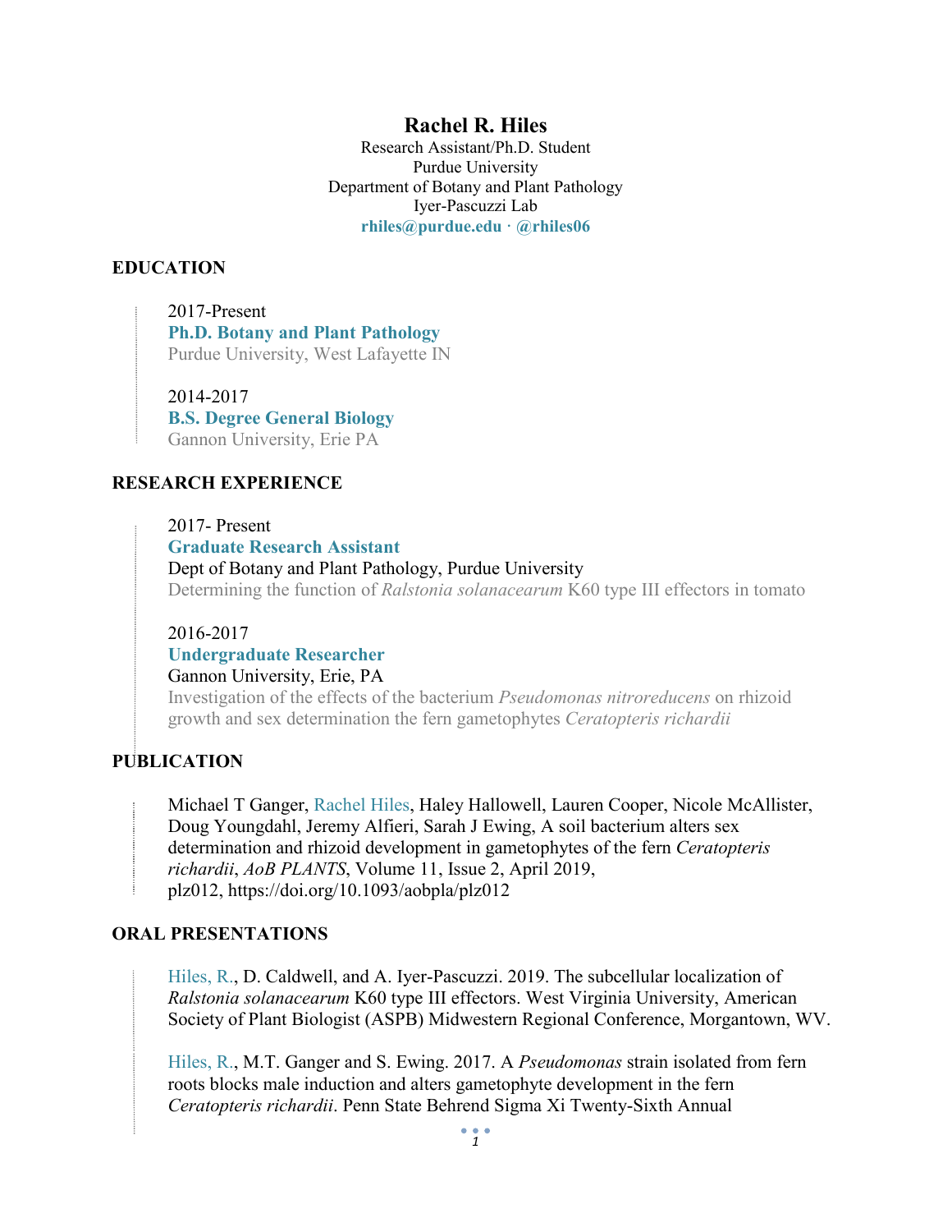# Rachel R. Hiles

Research Assistant/Ph.D. Student
Purdue University
Department of Botany and Plant Pathology
Iyer-Pascuzzi Lab
**rhiles@purdue.edu · @rhiles06**

## EDUCATION

2017-Present
**Ph.D. Botany and Plant Pathology**
Purdue University, West Lafayette IN

2014-2017
**B.S. Degree General Biology**
Gannon University, Erie PA

## RESEARCH EXPERIENCE

2017- Present
**Graduate Research Assistant**
Dept of Botany and Plant Pathology, Purdue University
Determining the function of *Ralstonia solanacearum* K60 type III effectors in tomato

2016-2017
**Undergraduate Researcher**
Gannon University, Erie, PA
Investigation of the effects of the bacterium *Pseudomonas nitroreducens* on rhizoid growth and sex determination the fern gametophytes *Ceratopteris richardii*

## PUBLICATION

Michael T Ganger, Rachel Hiles, Haley Hallowell, Lauren Cooper, Nicole McAllister, Doug Youngdahl, Jeremy Alfieri, Sarah J Ewing, A soil bacterium alters sex determination and rhizoid development in gametophytes of the fern *Ceratopteris richardii*, *AoB PLANTS*, Volume 11, Issue 2, April 2019, plz012, https://doi.org/10.1093/aobpla/plz012

## ORAL PRESENTATIONS

Hiles, R., D. Caldwell, and A. Iyer-Pascuzzi. 2019. The subcellular localization of *Ralstonia solanacearum* K60 type III effectors. West Virginia University, American Society of Plant Biologist (ASPB) Midwestern Regional Conference, Morgantown, WV.

Hiles, R., M.T. Ganger and S. Ewing. 2017. A *Pseudomonas* strain isolated from fern roots blocks male induction and alters gametophyte development in the fern *Ceratopteris richardii*. Penn State Behrend Sigma Xi Twenty-Sixth Annual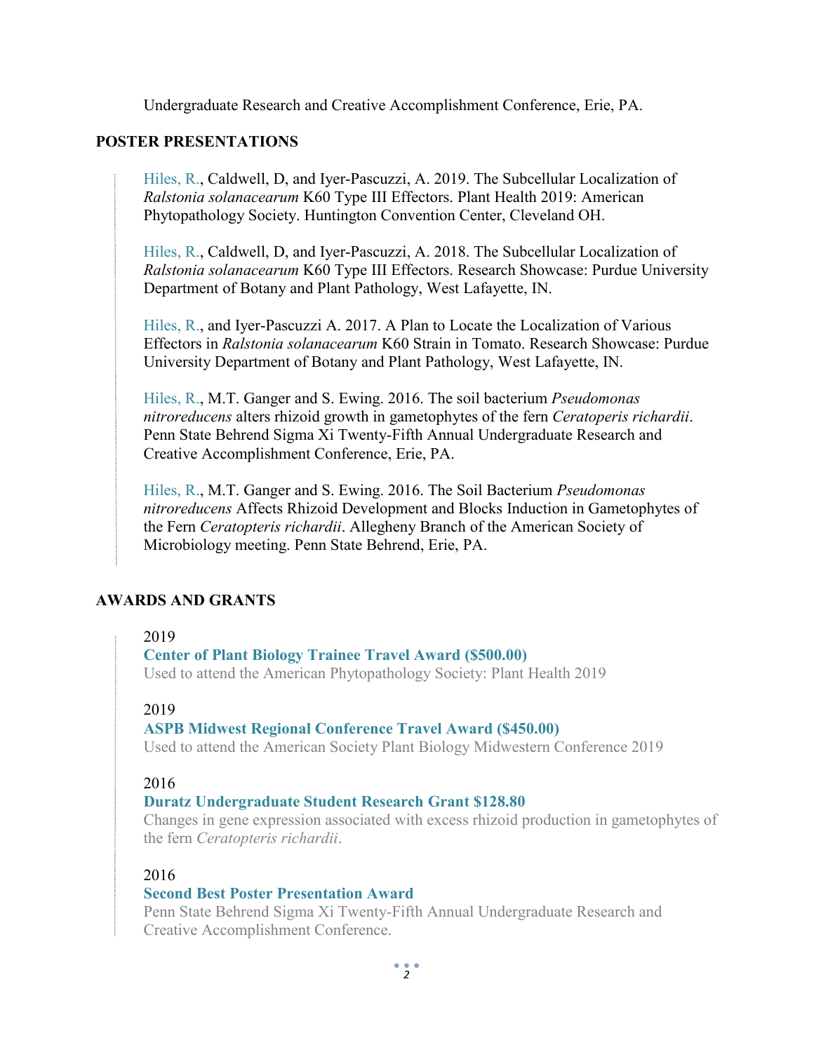Undergraduate Research and Creative Accomplishment Conference, Erie, PA.

## POSTER PRESENTATIONS

Hiles, R., Caldwell, D, and Iyer-Pascuzzi, A. 2019. The Subcellular Localization of *Ralstonia solanacearum* K60 Type III Effectors. Plant Health 2019: American Phytopathology Society. Huntington Convention Center, Cleveland OH.

Hiles, R., Caldwell, D, and Iyer-Pascuzzi, A. 2018. The Subcellular Localization of *Ralstonia solanacearum* K60 Type III Effectors. Research Showcase: Purdue University Department of Botany and Plant Pathology, West Lafayette, IN.

Hiles, R., and Iyer-Pascuzzi A. 2017. A Plan to Locate the Localization of Various Effectors in *Ralstonia solanacearum* K60 Strain in Tomato. Research Showcase: Purdue University Department of Botany and Plant Pathology, West Lafayette, IN.

Hiles, R., M.T. Ganger and S. Ewing. 2016. The soil bacterium *Pseudomonas nitroreducens* alters rhizoid growth in gametophytes of the fern *Ceratoperis richardii*. Penn State Behrend Sigma Xi Twenty-Fifth Annual Undergraduate Research and Creative Accomplishment Conference, Erie, PA.

Hiles, R., M.T. Ganger and S. Ewing. 2016. The Soil Bacterium *Pseudomonas nitroreducens* Affects Rhizoid Development and Blocks Induction in Gametophytes of the Fern *Ceratopteris richardii*. Allegheny Branch of the American Society of Microbiology meeting. Penn State Behrend, Erie, PA.

## AWARDS AND GRANTS

2019
**Center of Plant Biology Trainee Travel Award ($500.00)**
Used to attend the American Phytopathology Society: Plant Health 2019

2019
**ASPB Midwest Regional Conference Travel Award ($450.00)**
Used to attend the American Society Plant Biology Midwestern Conference 2019

2016
**Duratz Undergraduate Student Research Grant $128.80**
Changes in gene expression associated with excess rhizoid production in gametophytes of the fern *Ceratopteris richardii*.

2016
**Second Best Poster Presentation Award**
Penn State Behrend Sigma Xi Twenty-Fifth Annual Undergraduate Research and Creative Accomplishment Conference.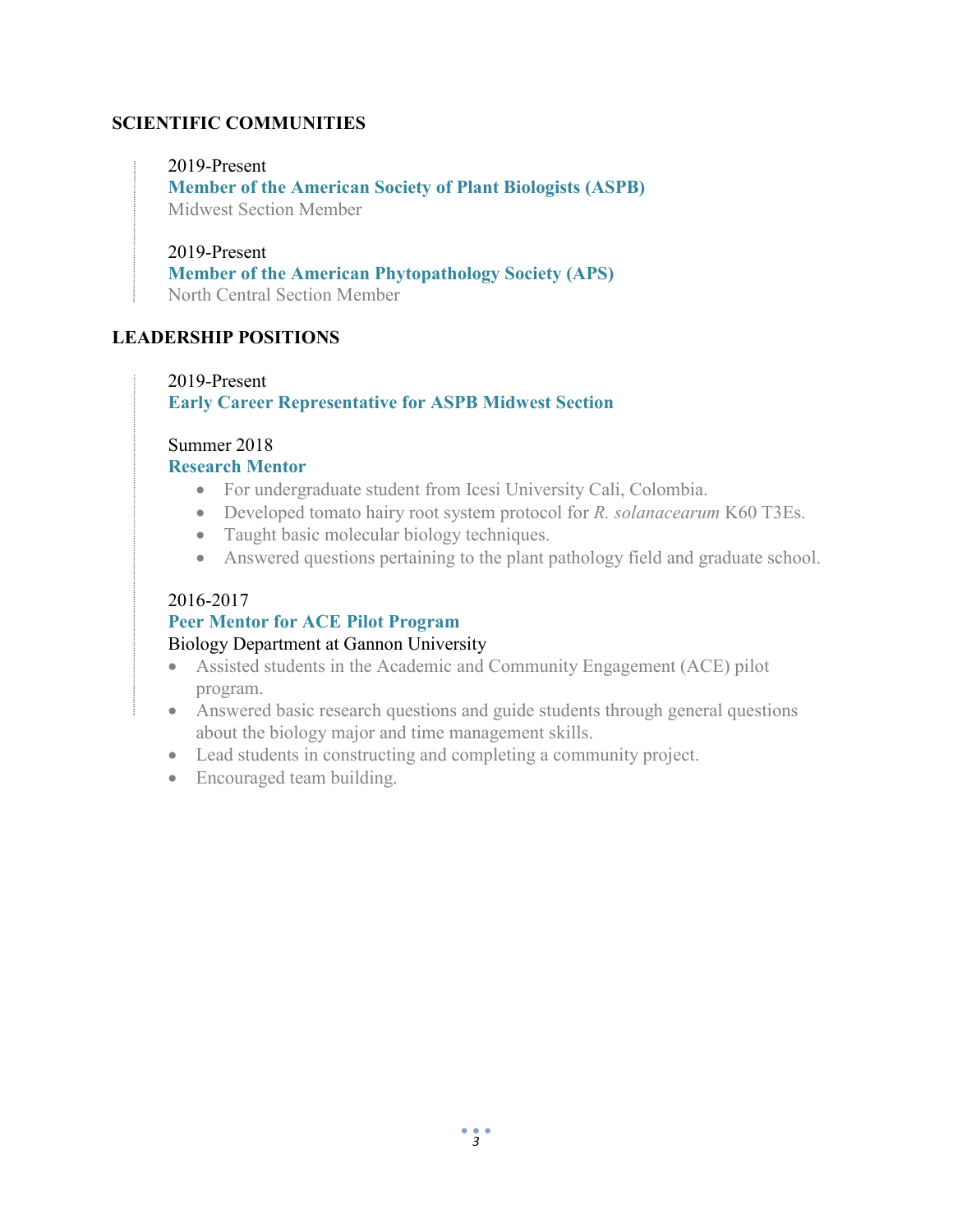## SCIENTIFIC COMMUNITIES

2019-Present
**Member of the American Society of Plant Biologists (ASPB)**
Midwest Section Member

2019-Present
**Member of the American Phytopathology Society (APS)**
North Central Section Member

## LEADERSHIP POSITIONS

2019-Present
**Early Career Representative for ASPB Midwest Section**

Summer 2018
**Research Mentor**

- For undergraduate student from Icesi University Cali, Colombia.
- Developed tomato hairy root system protocol for *R. solanacearum* K60 T3Es.
- Taught basic molecular biology techniques.
- Answered questions pertaining to the plant pathology field and graduate school.

2016-2017
**Peer Mentor for ACE Pilot Program**
Biology Department at Gannon University

- Assisted students in the Academic and Community Engagement (ACE) pilot program.
- Answered basic research questions and guide students through general questions about the biology major and time management skills.
- Lead students in constructing and completing a community project.
- Encouraged team building.